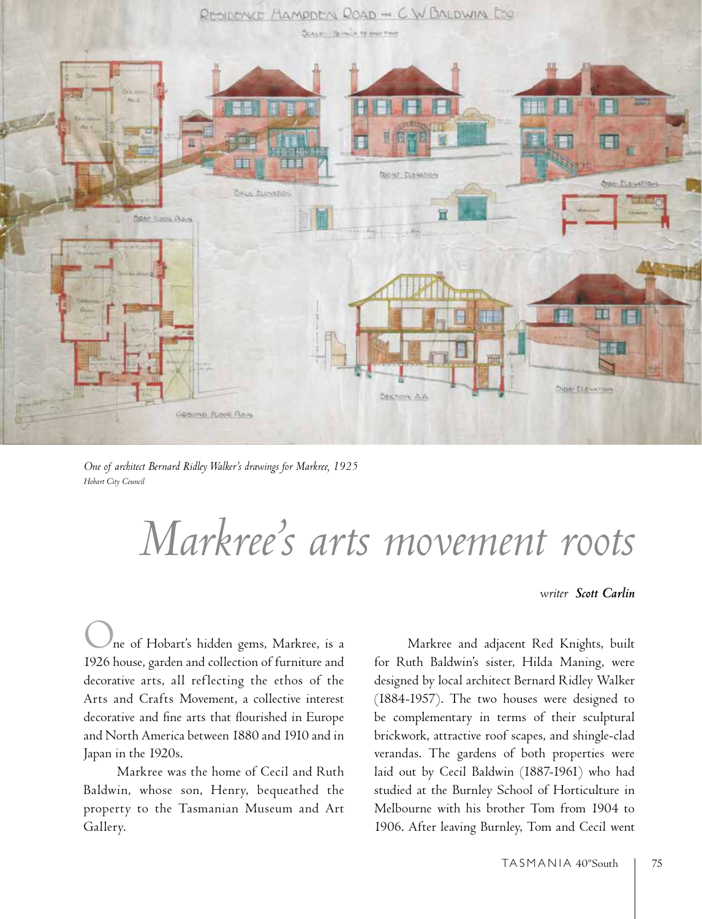*One of architect Bernard Ridley Walker's drawings for Markree, 1925*
*Hobart City Council*

# Markree's arts movement roots

*writer* ***Scott Carlin***

One of Hobart's hidden gems, Markree, is a 1926 house, garden and collection of furniture and decorative arts, all reflecting the ethos of the Arts and Crafts Movement, a collective interest decorative and fine arts that flourished in Europe and North America between 1880 and 1910 and in Japan in the 1920s.

Markree was the home of Cecil and Ruth Baldwin, whose son, Henry, bequeathed the property to the Tasmanian Museum and Art Gallery.

Markree and adjacent Red Knights, built for Ruth Baldwin's sister, Hilda Maning, were designed by local architect Bernard Ridley Walker (1884-1957). The two houses were designed to be complementary in terms of their sculptural brickwork, attractive roof scapes, and shingle-clad verandas. The gardens of both properties were laid out by Cecil Baldwin (1887-1961) who had studied at the Burnley School of Horticulture in Melbourne with his brother Tom from 1904 to 1906. After leaving Burnley, Tom and Cecil went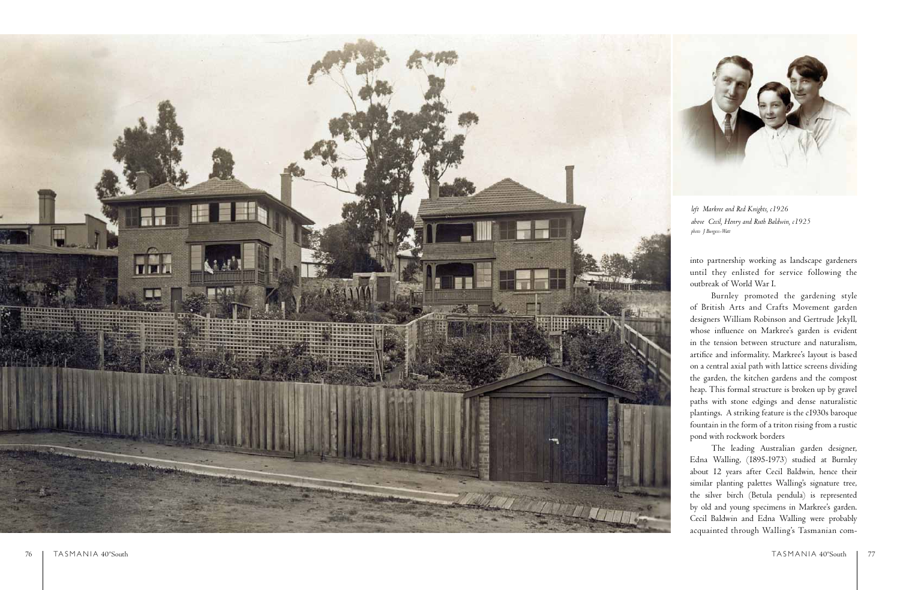*left Markree and Red Knights, c1926*
*above Cecil, Henry and Ruth Baldwin, c1925*
*photo J Burgess-Watt*

into partnership working as landscape gardeners until they enlisted for service following the outbreak of World War I.

Burnley promoted the gardening style of British Arts and Crafts Movement garden designers William Robinson and Gertrude Jekyll, whose influence on Markree's garden is evident in the tension between structure and naturalism, artifice and informality. Markree's layout is based on a central axial path with lattice screens dividing the garden, the kitchen gardens and the compost heap. This formal structure is broken up by gravel paths with stone edgings and dense naturalistic plantings. A striking feature is the c1930s baroque fountain in the form of a triton rising from a rustic pond with rockwork borders

The leading Australian garden designer, Edna Walling, (1895-1973) studied at Burnley about 12 years after Cecil Baldwin, hence their similar planting palettes Walling's signature tree, the silver birch (Betula pendula) is represented by old and young specimens in Markree's garden. Cecil Baldwin and Edna Walling were probably acquainted through Walling's Tasmanian com-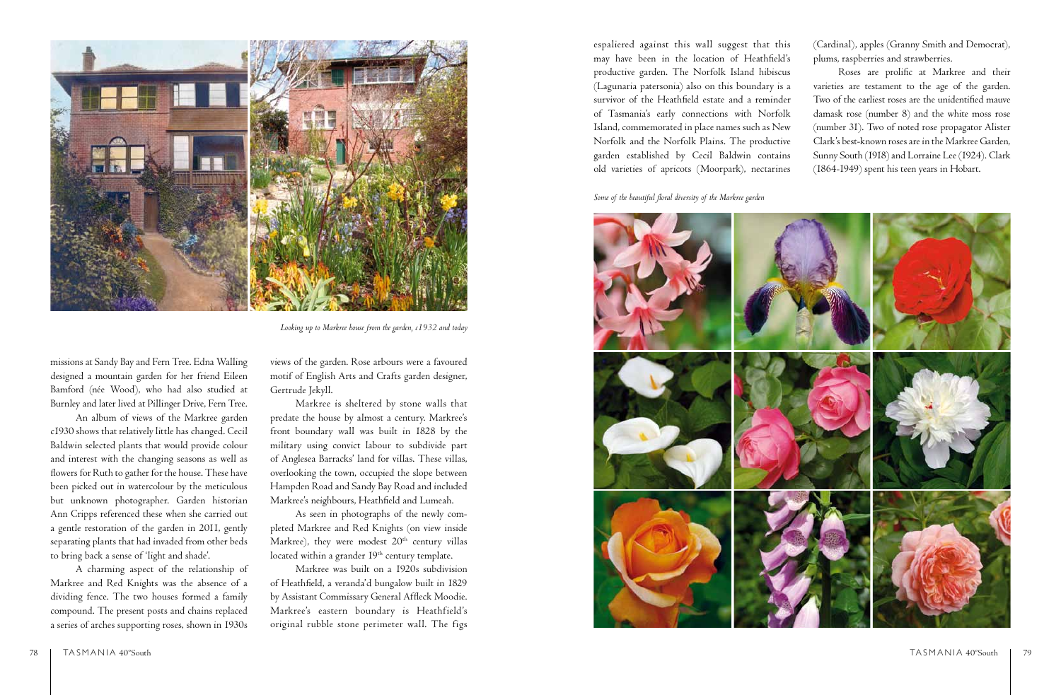*Looking up to Markree house from the garden, c1932 and today*

missions at Sandy Bay and Fern Tree. Edna Walling designed a mountain garden for her friend Eileen Bamford (née Wood), who had also studied at Burnley and later lived at Pillinger Drive, Fern Tree.

An album of views of the Markree garden c1930 shows that relatively little has changed. Cecil Baldwin selected plants that would provide colour and interest with the changing seasons as well as flowers for Ruth to gather for the house. These have been picked out in watercolour by the meticulous but unknown photographer. Garden historian Ann Cripps referenced these when she carried out a gentle restoration of the garden in 2011, gently separating plants that had invaded from other beds to bring back a sense of 'light and shade'.

A charming aspect of the relationship of Markree and Red Knights was the absence of a dividing fence. The two houses formed a family compound. The present posts and chains replaced a series of arches supporting roses, shown in 1930s views of the garden. Rose arbours were a favoured motif of English Arts and Crafts garden designer, Gertrude Jekyll.

Markree is sheltered by stone walls that predate the house by almost a century. Markree's front boundary wall was built in 1828 by the military using convict labour to subdivide part of Anglesea Barracks' land for villas. These villas, overlooking the town, occupied the slope between Hampden Road and Sandy Bay Road and included Markree's neighbours, Heathfield and Lumeah.

As seen in photographs of the newly completed Markree and Red Knights (on view inside Markree), they were modest 20th century villas located within a grander 19th century template.

Markree was built on a 1920s subdivision of Heathfield, a veranda'd bungalow built in 1829 by Assistant Commissary General Affleck Moodie. Markree's eastern boundary is Heathfield's original rubble stone perimeter wall. The figs espaliered against this wall suggest that this may have been in the location of Heathfield's productive garden. The Norfolk Island hibiscus (Lagunaria patersonia) also on this boundary is a survivor of the Heathfield estate and a reminder of Tasmania's early connections with Norfolk Island, commemorated in place names such as New Norfolk and the Norfolk Plains. The productive garden established by Cecil Baldwin contains old varieties of apricots (Moorpark), nectarines (Cardinal), apples (Granny Smith and Democrat), plums, raspberries and strawberries.

Roses are prolific at Markree and their varieties are testament to the age of the garden. Two of the earliest roses are the unidentified mauve damask rose (number 8) and the white moss rose (number 31). Two of noted rose propagator Alister Clark's best-known roses are in the Markree Garden, Sunny South (1918) and Lorraine Lee (1924). Clark (1864-1949) spent his teen years in Hobart.

*Some of the beautiful floral diversity of the Markree garden*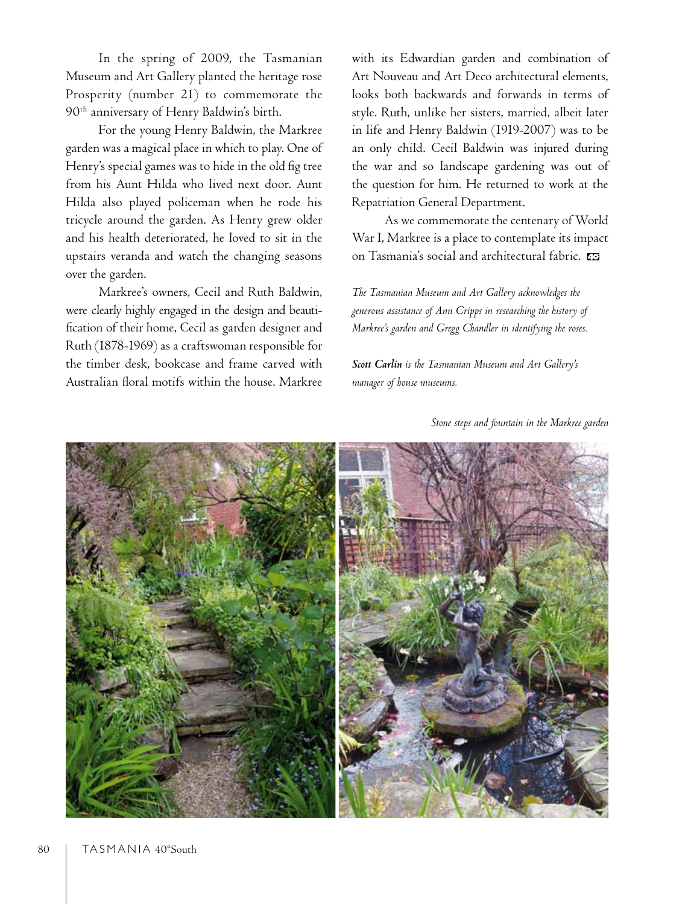In the spring of 2009, the Tasmanian Museum and Art Gallery planted the heritage rose Prosperity (number 21) to commemorate the 90th anniversary of Henry Baldwin's birth.

For the young Henry Baldwin, the Markree garden was a magical place in which to play. One of Henry's special games was to hide in the old fig tree from his Aunt Hilda who lived next door. Aunt Hilda also played policeman when he rode his tricycle around the garden. As Henry grew older and his health deteriorated, he loved to sit in the upstairs veranda and watch the changing seasons over the garden.

Markree's owners, Cecil and Ruth Baldwin, were clearly highly engaged in the design and beautification of their home, Cecil as garden designer and Ruth (1878-1969) as a craftswoman responsible for the timber desk, bookcase and frame carved with Australian floral motifs within the house. Markree with its Edwardian garden and combination of Art Nouveau and Art Deco architectural elements, looks both backwards and forwards in terms of style. Ruth, unlike her sisters, married, albeit later in life and Henry Baldwin (1919-2007) was to be an only child. Cecil Baldwin was injured during the war and so landscape gardening was out of the question for him. He returned to work at the Repatriation General Department.

As we commemorate the centenary of World War I, Markree is a place to contemplate its impact on Tasmania's social and architectural fabric.

*The Tasmanian Museum and Art Gallery acknowledges the generous assistance of Ann Cripps in researching the history of Markree's garden and Gregg Chandler in identifying the roses.*

***Scott Carlin*** *is the Tasmanian Museum and Art Gallery's manager of house museums.*

*Stone steps and fountain in the Markree garden*